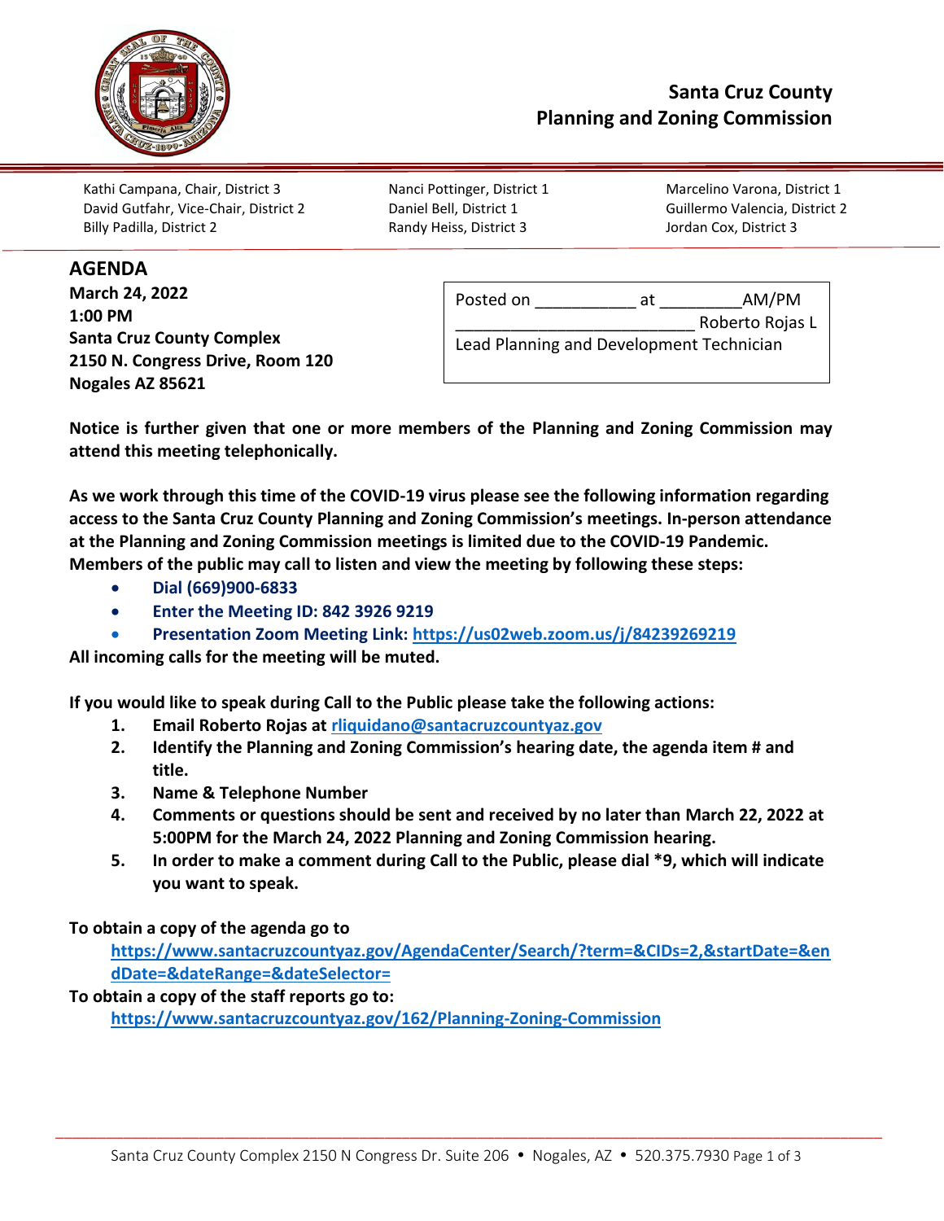# Santa Cruz County
## Planning and Zoning Commission

Kathi Campana, Chair, District 3
David Gutfahr, Vice-Chair, District 2
Billy Padilla, District 2
Nanci Pottinger, District 1
Daniel Bell, District 1
Randy Heiss, District 3
Marcelino Varona, District 1
Guillermo Valencia, District 2
Jordan Cox, District 3

## AGENDA

**March 24, 2022**
**1:00 PM**
**Santa Cruz County Complex**
**2150 N. Congress Drive, Room 120**
**Nogales AZ 85621**

Posted on __________ at ________AM/PM
_________________________ Roberto Rojas L
Lead Planning and Development Technician

**Notice is further given that one or more members of the Planning and Zoning Commission may attend this meeting telephonically.**

**As we work through this time of the COVID-19 virus please see the following information regarding access to the Santa Cruz County Planning and Zoning Commission's meetings. In-person attendance at the Planning and Zoning Commission meetings is limited due to the COVID-19 Pandemic. Members of the public may call to listen and view the meeting by following these steps:**

- **Dial (669)900-6833**
- **Enter the Meeting ID: 842 3926 9219**
- **Presentation Zoom Meeting Link: https://us02web.zoom.us/j/84239269219**

**All incoming calls for the meeting will be muted.**

**If you would like to speak during Call to the Public please take the following actions:**

1. **Email Roberto Rojas at rliquidano@santacruzcountyaz.gov**
2. **Identify the Planning and Zoning Commission's hearing date, the agenda item # and title.**
3. **Name & Telephone Number**
4. **Comments or questions should be sent and received by no later than March 22, 2022 at 5:00PM for the March 24, 2022 Planning and Zoning Commission hearing.**
5. **In order to make a comment during Call to the Public, please dial *9, which will indicate you want to speak.**

**To obtain a copy of the agenda go to**
**https://www.santacruzcountyaz.gov/AgendaCenter/Search/?term=&CIDs=2,&startDate=&endDate=&dateRange=&dateSelector=**

**To obtain a copy of the staff reports go to:**
**https://www.santacruzcountyaz.gov/162/Planning-Zoning-Commission**

Santa Cruz County Complex 2150 N Congress Dr. Suite 206 • Nogales, AZ • 520.375.7930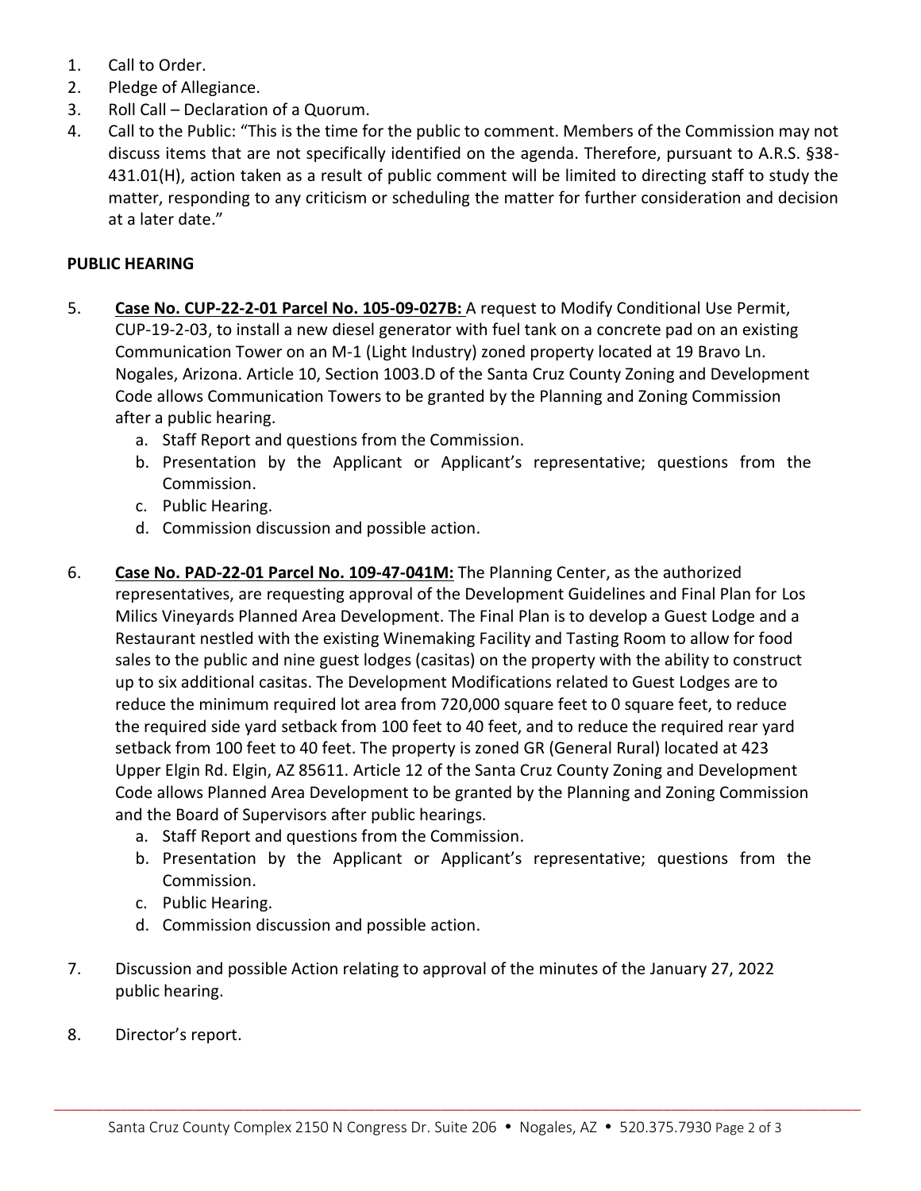1. Call to Order.
2. Pledge of Allegiance.
3. Roll Call – Declaration of a Quorum.
4. Call to the Public: "This is the time for the public to comment. Members of the Commission may not discuss items that are not specifically identified on the agenda. Therefore, pursuant to A.R.S. §38-431.01(H), action taken as a result of public comment will be limited to directing staff to study the matter, responding to any criticism or scheduling the matter for further consideration and decision at a later date."

**PUBLIC HEARING**

5. **Case No. CUP-22-2-01 Parcel No. 105-09-027B:** A request to Modify Conditional Use Permit, CUP-19-2-03, to install a new diesel generator with fuel tank on a concrete pad on an existing Communication Tower on an M-1 (Light Industry) zoned property located at 19 Bravo Ln. Nogales, Arizona. Article 10, Section 1003.D of the Santa Cruz County Zoning and Development Code allows Communication Towers to be granted by the Planning and Zoning Commission after a public hearing.
   a. Staff Report and questions from the Commission.
   b. Presentation by the Applicant or Applicant's representative; questions from the Commission.
   c. Public Hearing.
   d. Commission discussion and possible action.

6. **Case No. PAD-22-01 Parcel No. 109-47-041M:** The Planning Center, as the authorized representatives, are requesting approval of the Development Guidelines and Final Plan for Los Milics Vineyards Planned Area Development. The Final Plan is to develop a Guest Lodge and a Restaurant nestled with the existing Winemaking Facility and Tasting Room to allow for food sales to the public and nine guest lodges (casitas) on the property with the ability to construct up to six additional casitas. The Development Modifications related to Guest Lodges are to reduce the minimum required lot area from 720,000 square feet to 0 square feet, to reduce the required side yard setback from 100 feet to 40 feet, and to reduce the required rear yard setback from 100 feet to 40 feet. The property is zoned GR (General Rural) located at 423 Upper Elgin Rd. Elgin, AZ 85611. Article 12 of the Santa Cruz County Zoning and Development Code allows Planned Area Development to be granted by the Planning and Zoning Commission and the Board of Supervisors after public hearings.
   a. Staff Report and questions from the Commission.
   b. Presentation by the Applicant or Applicant's representative; questions from the Commission.
   c. Public Hearing.
   d. Commission discussion and possible action.

7. Discussion and possible Action relating to approval of the minutes of the January 27, 2022 public hearing.

8. Director's report.

Santa Cruz County Complex 2150 N Congress Dr. Suite 206 • Nogales, AZ • 520.375.7930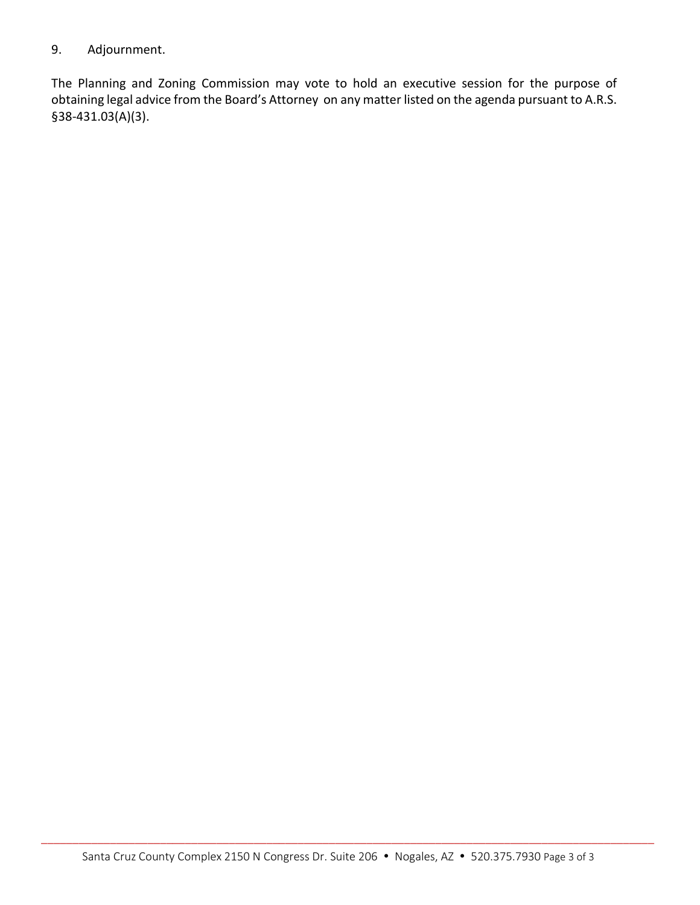9. Adjournment.

The Planning and Zoning Commission may vote to hold an executive session for the purpose of obtaining legal advice from the Board's Attorney on any matter listed on the agenda pursuant to A.R.S. §38-431.03(A)(3).